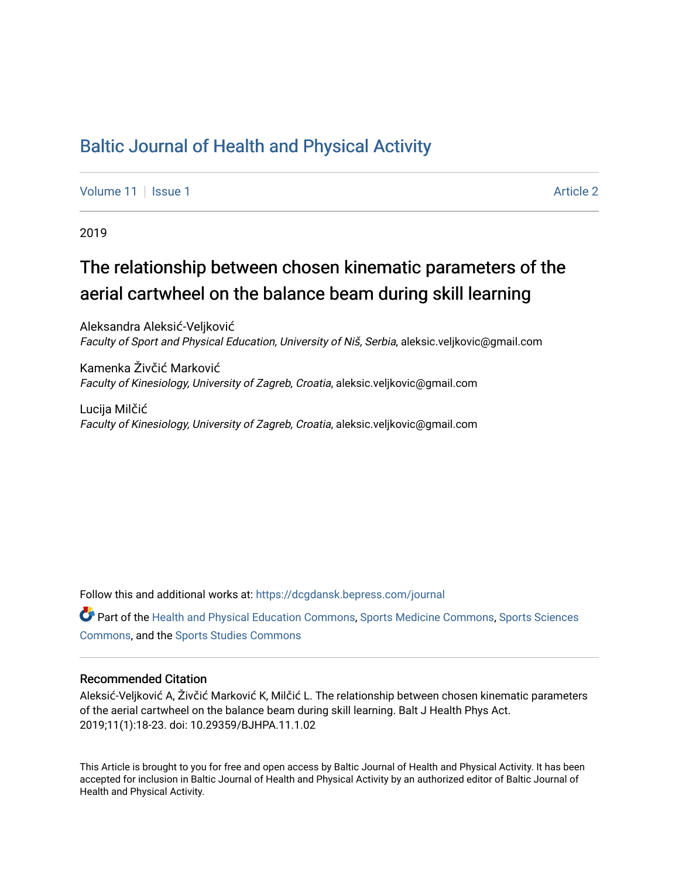# Baltic Journal of Health and Physical Activity

Volume 11 | Issue 1 Article 2

2019

## The relationship between chosen kinematic parameters of the aerial cartwheel on the balance beam during skill learning

Aleksandra Aleksić-Veljković
*Faculty of Sport and Physical Education, University of Niš, Serbia*, aleksic.veljkovic@gmail.com

Kamenka Živčić Marković
*Faculty of Kinesiology, University of Zagreb, Croatia*, aleksic.veljkovic@gmail.com

Lucija Milčić
*Faculty of Kinesiology, University of Zagreb, Croatia*, aleksic.veljkovic@gmail.com

Follow this and additional works at: https://dcgdansk.bepress.com/journal

Part of the Health and Physical Education Commons, Sports Medicine Commons, Sports Sciences Commons, and the Sports Studies Commons

### Recommended Citation

Aleksić-Veljković A, Živčić Marković K, Milčić L. The relationship between chosen kinematic parameters of the aerial cartwheel on the balance beam during skill learning. Balt J Health Phys Act. 2019;11(1):18-23. doi: 10.29359/BJHPA.11.1.02

This Article is brought to you for free and open access by Baltic Journal of Health and Physical Activity. It has been accepted for inclusion in Baltic Journal of Health and Physical Activity by an authorized editor of Baltic Journal of Health and Physical Activity.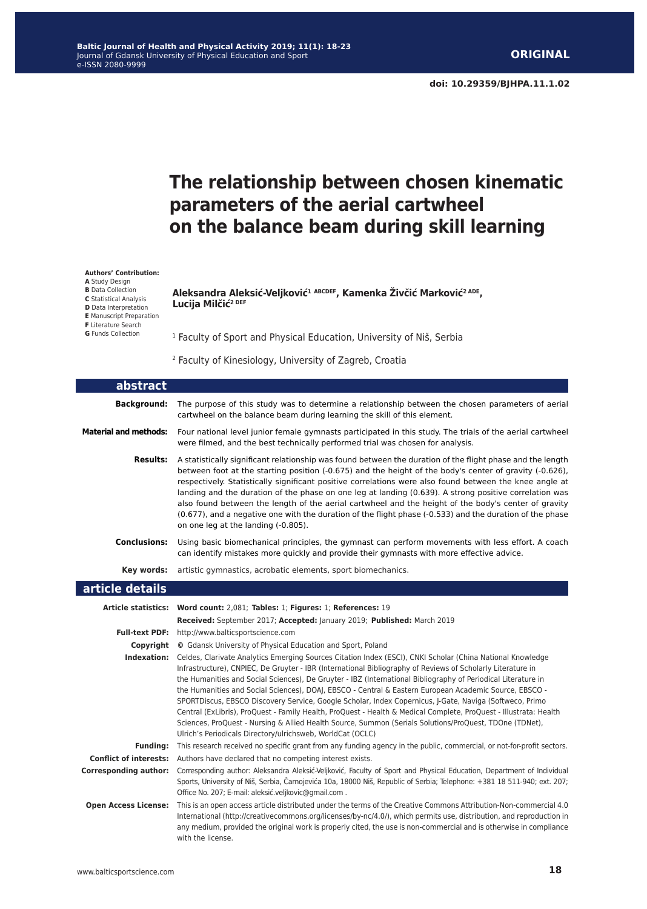**ORIGINAL**

**doi: 10.29359/BJHPA.11.1.02**

# The relationship between chosen kinematic parameters of the aerial cartwheel on the balance beam during skill learning

**Authors' Contribution:**
**A** Study Design
**B** Data Collection
**C** Statistical Analysis
**D** Data Interpretation
**E** Manuscript Preparation
**F** Literature Search
**G** Funds Collection

**Aleksandra Aleksić-Veljković[1 ABCDEF], Kamenka Živčić Marković[2 ADE], Lucija Milčić[2 DEF]**

[1] Faculty of Sport and Physical Education, University of Niš, Serbia

[2] Faculty of Kinesiology, University of Zagreb, Croatia

## abstract

**Background:** The purpose of this study was to determine a relationship between the chosen parameters of aerial cartwheel on the balance beam during learning the skill of this element.

**Material and methods:** Four national level junior female gymnasts participated in this study. The trials of the aerial cartwheel were filmed, and the best technically performed trial was chosen for analysis.

**Results:** A statistically significant relationship was found between the duration of the flight phase and the length between foot at the starting position (-0.675) and the height of the body's center of gravity (-0.626), respectively. Statistically significant positive correlations were also found between the knee angle at landing and the duration of the phase on one leg at landing (0.639). A strong positive correlation was also found between the length of the aerial cartwheel and the height of the body's center of gravity (0.677), and a negative one with the duration of the flight phase (-0.533) and the duration of the phase on one leg at the landing (-0.805).

**Conclusions:** Using basic biomechanical principles, the gymnast can perform movements with less effort. A coach can identify mistakes more quickly and provide their gymnasts with more effective advice.

**Key words:** artistic gymnastics, acrobatic elements, sport biomechanics.

## article details

**Article statistics:** **Word count:** 2,081; **Tables:** 1; **Figures:** 1; **References:** 19
**Received:** September 2017; **Accepted:** January 2019; **Published:** March 2019

**Full-text PDF:** http://www.balticsportscience.com

**Copyright** © Gdansk University of Physical Education and Sport, Poland

**Indexation:** Celdes, Clarivate Analytics Emerging Sources Citation Index (ESCI), CNKI Scholar (China National Knowledge Infrastructure), CNPIEC, De Gruyter - IBR (International Bibliography of Reviews of Scholarly Literature in the Humanities and Social Sciences), De Gruyter - IBZ (International Bibliography of Periodical Literature in the Humanities and Social Sciences), DOAJ, EBSCO - Central & Eastern European Academic Source, EBSCO - SPORTDiscus, EBSCO Discovery Service, Google Scholar, Index Copernicus, J-Gate, Naviga (Softweco, Primo Central (ExLibris), ProQuest - Family Health, ProQuest - Health & Medical Complete, ProQuest - Illustrata: Health Sciences, ProQuest - Nursing & Allied Health Source, Summon (Serials Solutions/ProQuest, TDOne (TDNet), Ulrich's Periodicals Directory/ulrichsweb, WorldCat (OCLC)

**Funding:** This research received no specific grant from any funding agency in the public, commercial, or not-for-profit sectors.

**Conflict of interests:** Authors have declared that no competing interest exists.

**Corresponding author:** Corresponding author: Aleksandra Aleksić-Veljković, Faculty of Sport and Physical Education, Department of Individual Sports, University of Niš, Serbia, Čamojevića 10a, 18000 Niš, Republic of Serbia; Telephone: +381 18 511-940; ext. 207; Office No. 207; E-mail: aleksić.veljkovic@gmail.com .

**Open Access License:** This is an open access article distributed under the terms of the Creative Commons Attribution-Non-commercial 4.0 International (http://creativecommons.org/licenses/by-nc/4.0/), which permits use, distribution, and reproduction in any medium, provided the original work is properly cited, the use is non-commercial and is otherwise in compliance with the license.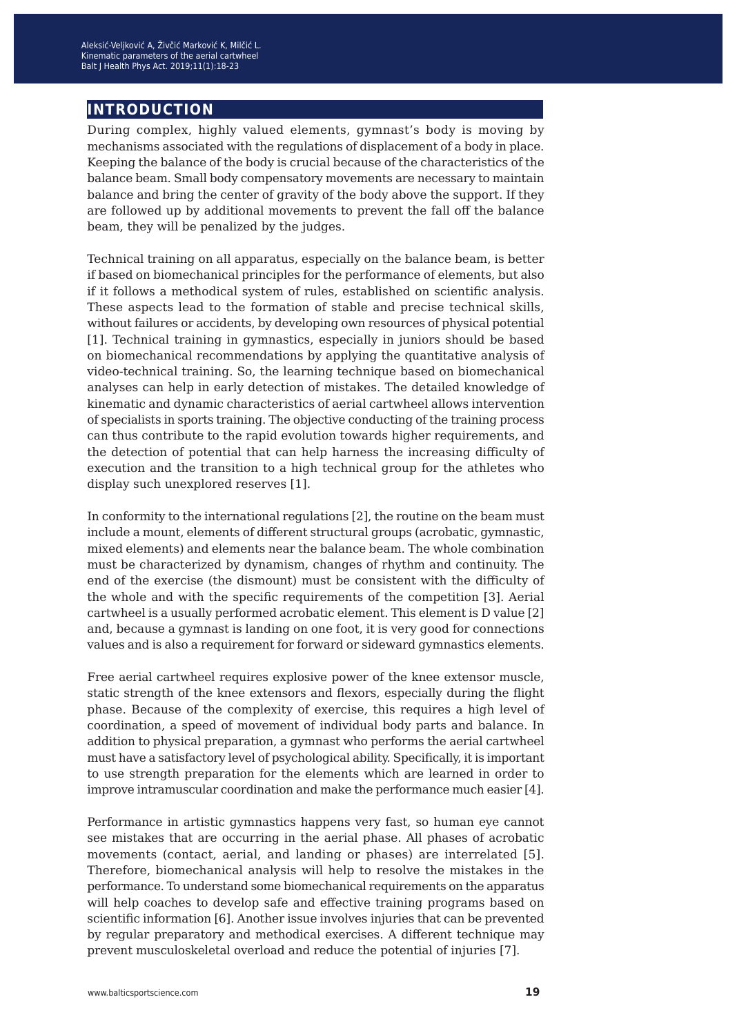## INTRODUCTION

During complex, highly valued elements, gymnast's body is moving by mechanisms associated with the regulations of displacement of a body in place. Keeping the balance of the body is crucial because of the characteristics of the balance beam. Small body compensatory movements are necessary to maintain balance and bring the center of gravity of the body above the support. If they are followed up by additional movements to prevent the fall off the balance beam, they will be penalized by the judges.

Technical training on all apparatus, especially on the balance beam, is better if based on biomechanical principles for the performance of elements, but also if it follows a methodical system of rules, established on scientific analysis. These aspects lead to the formation of stable and precise technical skills, without failures or accidents, by developing own resources of physical potential [1]. Technical training in gymnastics, especially in juniors should be based on biomechanical recommendations by applying the quantitative analysis of video-technical training. So, the learning technique based on biomechanical analyses can help in early detection of mistakes. The detailed knowledge of kinematic and dynamic characteristics of aerial cartwheel allows intervention of specialists in sports training. The objective conducting of the training process can thus contribute to the rapid evolution towards higher requirements, and the detection of potential that can help harness the increasing difficulty of execution and the transition to a high technical group for the athletes who display such unexplored reserves [1].

In conformity to the international regulations [2], the routine on the beam must include a mount, elements of different structural groups (acrobatic, gymnastic, mixed elements) and elements near the balance beam. The whole combination must be characterized by dynamism, changes of rhythm and continuity. The end of the exercise (the dismount) must be consistent with the difficulty of the whole and with the specific requirements of the competition [3]. Aerial cartwheel is a usually performed acrobatic element. This element is D value [2] and, because a gymnast is landing on one foot, it is very good for connections values and is also a requirement for forward or sideward gymnastics elements.

Free aerial cartwheel requires explosive power of the knee extensor muscle, static strength of the knee extensors and flexors, especially during the flight phase. Because of the complexity of exercise, this requires a high level of coordination, a speed of movement of individual body parts and balance. In addition to physical preparation, a gymnast who performs the aerial cartwheel must have a satisfactory level of psychological ability. Specifically, it is important to use strength preparation for the elements which are learned in order to improve intramuscular coordination and make the performance much easier [4].

Performance in artistic gymnastics happens very fast, so human eye cannot see mistakes that are occurring in the aerial phase. All phases of acrobatic movements (contact, aerial, and landing or phases) are interrelated [5]. Therefore, biomechanical analysis will help to resolve the mistakes in the performance. To understand some biomechanical requirements on the apparatus will help coaches to develop safe and effective training programs based on scientific information [6]. Another issue involves injuries that can be prevented by regular preparatory and methodical exercises. A different technique may prevent musculoskeletal overload and reduce the potential of injuries [7].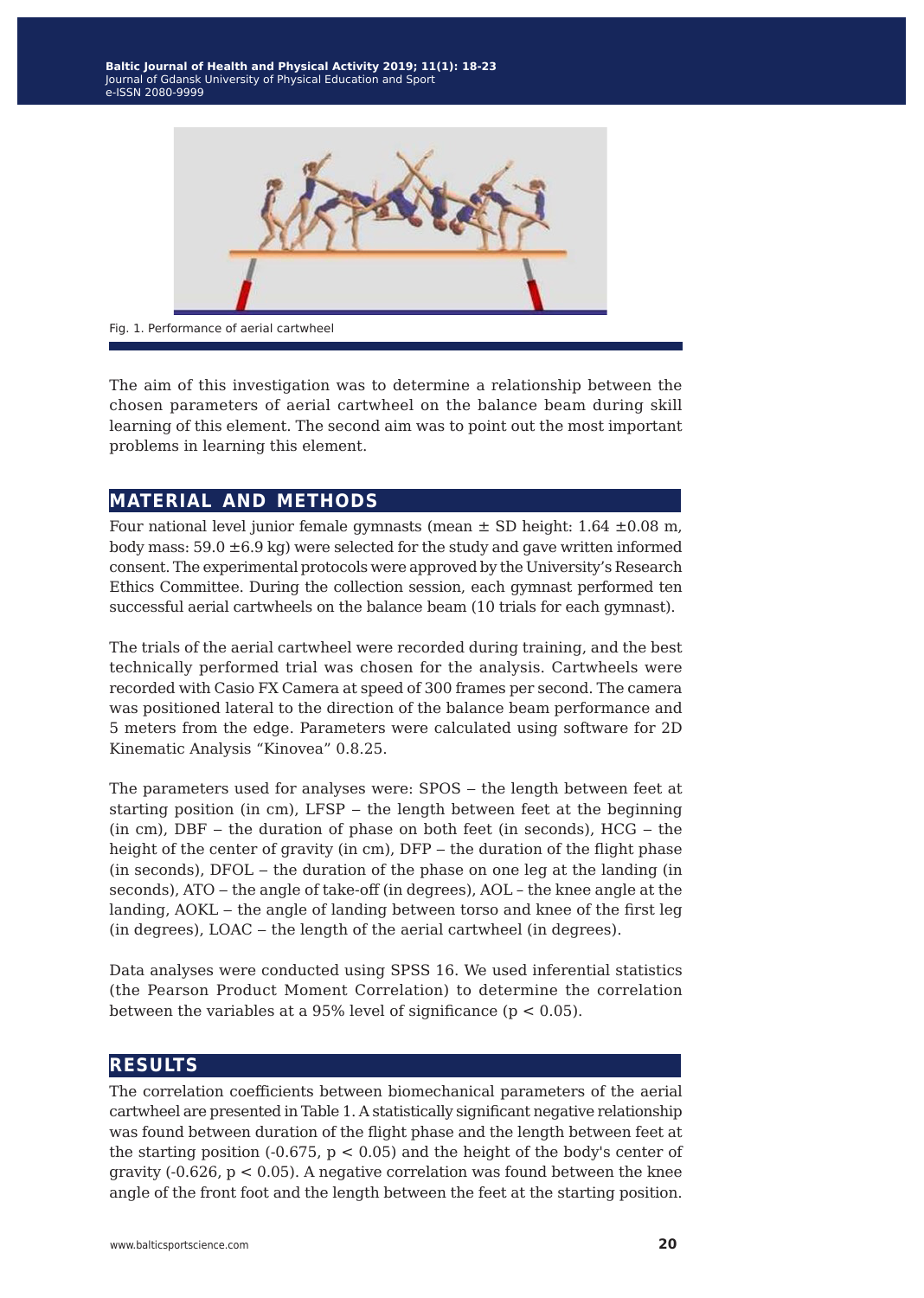Fig. 1. Performance of aerial cartwheel

The aim of this investigation was to determine a relationship between the chosen parameters of aerial cartwheel on the balance beam during skill learning of this element. The second aim was to point out the most important problems in learning this element.

## MATERIAL AND METHODS

Four national level junior female gymnasts (mean ± SD height: 1.64 ±0.08 m, body mass: 59.0 ±6.9 kg) were selected for the study and gave written informed consent. The experimental protocols were approved by the University's Research Ethics Committee. During the collection session, each gymnast performed ten successful aerial cartwheels on the balance beam (10 trials for each gymnast).

The trials of the aerial cartwheel were recorded during training, and the best technically performed trial was chosen for the analysis. Cartwheels were recorded with Casio FX Camera at speed of 300 frames per second. The camera was positioned lateral to the direction of the balance beam performance and 5 meters from the edge. Parameters were calculated using software for 2D Kinematic Analysis "Kinovea" 0.8.25.

The parameters used for analyses were: SPOS – the length between feet at starting position (in cm), LFSP – the length between feet at the beginning (in cm), DBF – the duration of phase on both feet (in seconds), HCG – the height of the center of gravity (in cm), DFP – the duration of the flight phase (in seconds), DFOL – the duration of the phase on one leg at the landing (in seconds), ATO – the angle of take-off (in degrees), AOL – the knee angle at the landing, AOKL – the angle of landing between torso and knee of the first leg (in degrees), LOAC – the length of the aerial cartwheel (in degrees).

Data analyses were conducted using SPSS 16. We used inferential statistics (the Pearson Product Moment Correlation) to determine the correlation between the variables at a 95% level of significance ($p < 0.05$).

## RESULTS

The correlation coefficients between biomechanical parameters of the aerial cartwheel are presented in Table 1. A statistically significant negative relationship was found between duration of the flight phase and the length between feet at the starting position (-0.675, $p < 0.05$) and the height of the body's center of gravity (-0.626, $p < 0.05$). A negative correlation was found between the knee angle of the front foot and the length between the feet at the starting position.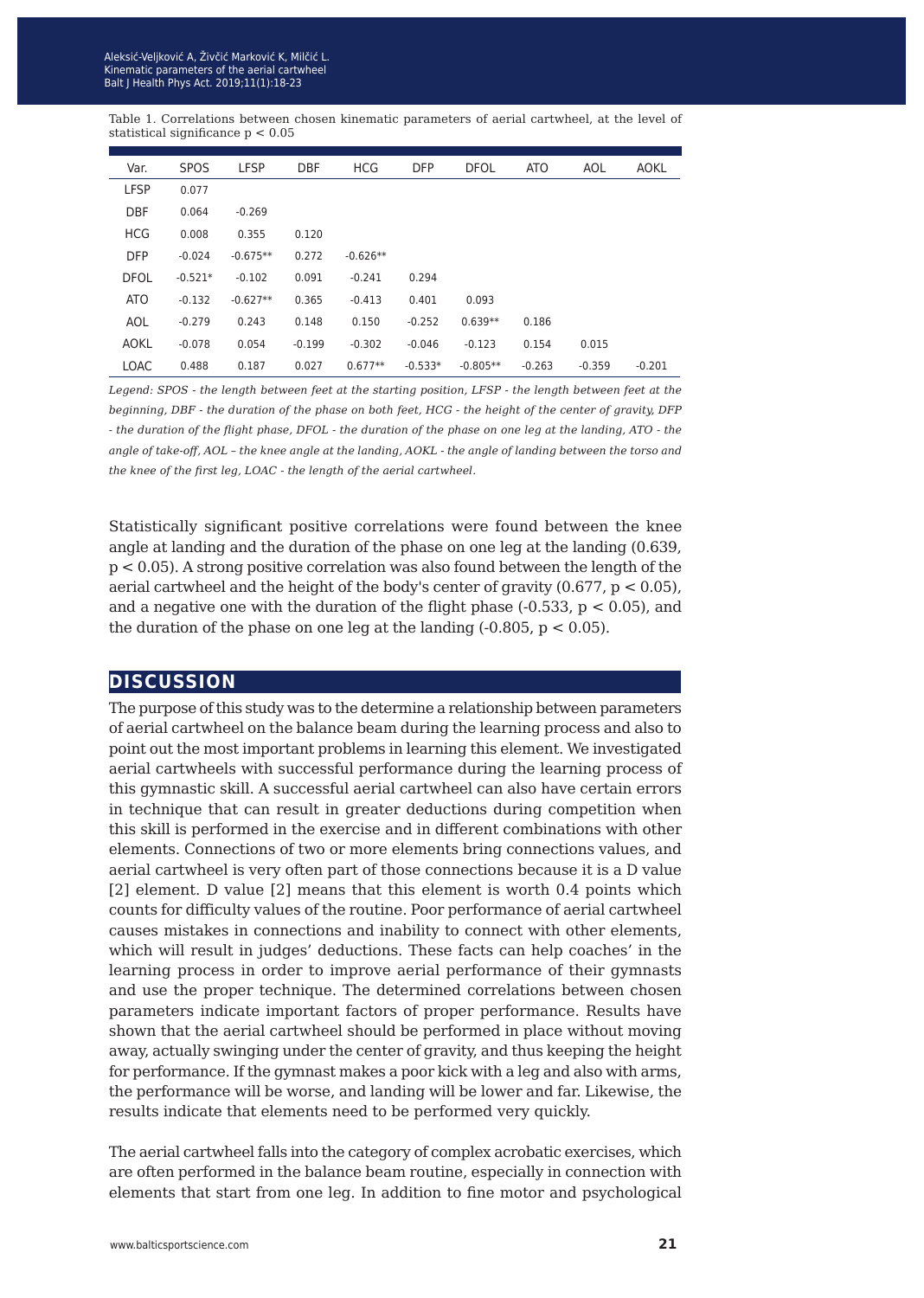Table 1. Correlations between chosen kinematic parameters of aerial cartwheel, at the level of statistical significance $p < 0.05$

| Var. | SPOS | LFSP | DBF | HCG | DFP | DFOL | ATO | AOL | AOKL |
|---|---|---|---|---|---|---|---|---|---|
| LFSP | 0.077 | | | | | | | | |
| DBF | 0.064 | -0.269 | | | | | | | |
| HCG | 0.008 | 0.355 | 0.120 | | | | | | |
| DFP | -0.024 | -0.675** | 0.272 | -0.626** | | | | | |
| DFOL | -0.521* | -0.102 | 0.091 | -0.241 | 0.294 | | | | |
| ATO | -0.132 | -0.627** | 0.365 | -0.413 | 0.401 | 0.093 | | | |
| AOL | -0.279 | 0.243 | 0.148 | 0.150 | -0.252 | 0.639** | 0.186 | | |
| AOKL | -0.078 | 0.054 | -0.199 | -0.302 | -0.046 | -0.123 | 0.154 | 0.015 | |
| LOAC | 0.488 | 0.187 | 0.027 | 0.677** | -0.533* | -0.805** | -0.263 | -0.359 | -0.201 |

*Legend: SPOS - the length between feet at the starting position, LFSP - the length between feet at the beginning, DBF - the duration of the phase on both feet, HCG - the height of the center of gravity, DFP - the duration of the flight phase, DFOL - the duration of the phase on one leg at the landing, ATO - the angle of take-off, AOL – the knee angle at the landing, AOKL - the angle of landing between the torso and the knee of the first leg, LOAC - the length of the aerial cartwheel.*

Statistically significant positive correlations were found between the knee angle at landing and the duration of the phase on one leg at the landing (0.639, $p < 0.05$). A strong positive correlation was also found between the length of the aerial cartwheel and the height of the body's center of gravity (0.677, $p < 0.05$), and a negative one with the duration of the flight phase (-0.533, $p < 0.05$), and the duration of the phase on one leg at the landing (-0.805, $p < 0.05$).

## DISCUSSION

The purpose of this study was to the determine a relationship between parameters of aerial cartwheel on the balance beam during the learning process and also to point out the most important problems in learning this element. We investigated aerial cartwheels with successful performance during the learning process of this gymnastic skill. A successful aerial cartwheel can also have certain errors in technique that can result in greater deductions during competition when this skill is performed in the exercise and in different combinations with other elements. Connections of two or more elements bring connections values, and aerial cartwheel is very often part of those connections because it is a D value [2] element. D value [2] means that this element is worth 0.4 points which counts for difficulty values of the routine. Poor performance of aerial cartwheel causes mistakes in connections and inability to connect with other elements, which will result in judges' deductions. These facts can help coaches' in the learning process in order to improve aerial performance of their gymnasts and use the proper technique. The determined correlations between chosen parameters indicate important factors of proper performance. Results have shown that the aerial cartwheel should be performed in place without moving away, actually swinging under the center of gravity, and thus keeping the height for performance. If the gymnast makes a poor kick with a leg and also with arms, the performance will be worse, and landing will be lower and far. Likewise, the results indicate that elements need to be performed very quickly.

The aerial cartwheel falls into the category of complex acrobatic exercises, which are often performed in the balance beam routine, especially in connection with elements that start from one leg. In addition to fine motor and psychological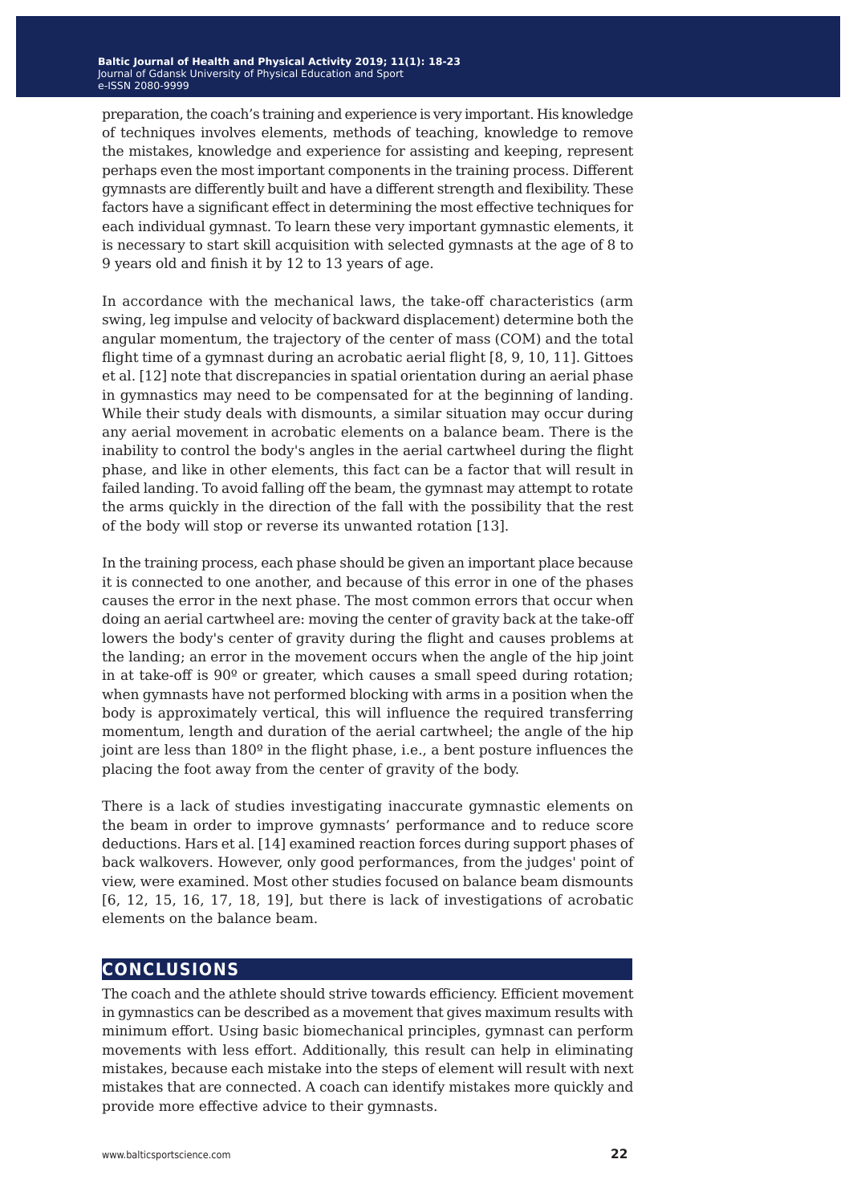preparation, the coach's training and experience is very important. His knowledge of techniques involves elements, methods of teaching, knowledge to remove the mistakes, knowledge and experience for assisting and keeping, represent perhaps even the most important components in the training process. Different gymnasts are differently built and have a different strength and flexibility. These factors have a significant effect in determining the most effective techniques for each individual gymnast. To learn these very important gymnastic elements, it is necessary to start skill acquisition with selected gymnasts at the age of 8 to 9 years old and finish it by 12 to 13 years of age.

In accordance with the mechanical laws, the take-off characteristics (arm swing, leg impulse and velocity of backward displacement) determine both the angular momentum, the trajectory of the center of mass (COM) and the total flight time of a gymnast during an acrobatic aerial flight [8, 9, 10, 11]. Gittoes et al. [12] note that discrepancies in spatial orientation during an aerial phase in gymnastics may need to be compensated for at the beginning of landing. While their study deals with dismounts, a similar situation may occur during any aerial movement in acrobatic elements on a balance beam. There is the inability to control the body's angles in the aerial cartwheel during the flight phase, and like in other elements, this fact can be a factor that will result in failed landing. To avoid falling off the beam, the gymnast may attempt to rotate the arms quickly in the direction of the fall with the possibility that the rest of the body will stop or reverse its unwanted rotation [13].

In the training process, each phase should be given an important place because it is connected to one another, and because of this error in one of the phases causes the error in the next phase. The most common errors that occur when doing an aerial cartwheel are: moving the center of gravity back at the take-off lowers the body's center of gravity during the flight and causes problems at the landing; an error in the movement occurs when the angle of the hip joint in at take-off is 90º or greater, which causes a small speed during rotation; when gymnasts have not performed blocking with arms in a position when the body is approximately vertical, this will influence the required transferring momentum, length and duration of the aerial cartwheel; the angle of the hip joint are less than 180º in the flight phase, i.e., a bent posture influences the placing the foot away from the center of gravity of the body.

There is a lack of studies investigating inaccurate gymnastic elements on the beam in order to improve gymnasts' performance and to reduce score deductions. Hars et al. [14] examined reaction forces during support phases of back walkovers. However, only good performances, from the judges' point of view, were examined. Most other studies focused on balance beam dismounts [6, 12, 15, 16, 17, 18, 19], but there is lack of investigations of acrobatic elements on the balance beam.

## CONCLUSIONS

The coach and the athlete should strive towards efficiency. Efficient movement in gymnastics can be described as a movement that gives maximum results with minimum effort. Using basic biomechanical principles, gymnast can perform movements with less effort. Additionally, this result can help in eliminating mistakes, because each mistake into the steps of element will result with next mistakes that are connected. A coach can identify mistakes more quickly and provide more effective advice to their gymnasts.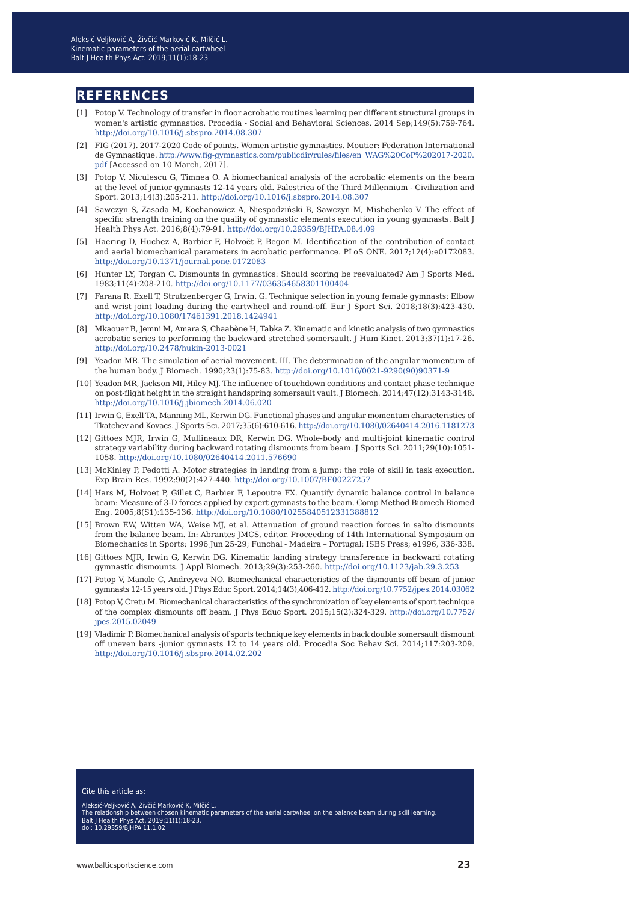## REFERENCES

[1] Potop V. Technology of transfer in floor acrobatic routines learning per different structural groups in women's artistic gymnastics. Procedia - Social and Behavioral Sciences. 2014 Sep;149(5):759-764. http://doi.org/10.1016/j.sbspro.2014.08.307

[2] FIG (2017). 2017-2020 Code of points. Women artistic gymnastics. Moutier: Federation International de Gymnastique. http://www.fig-gymnastics.com/publicdir/rules/files/en_WAG%20CoP%202017-2020.pdf [Accessed on 10 March, 2017].

[3] Potop V, Niculescu G, Timnea O. A biomechanical analysis of the acrobatic elements on the beam at the level of junior gymnasts 12-14 years old. Palestrica of the Third Millennium - Civilization and Sport. 2013;14(3):205-211. http://doi.org/10.1016/j.sbspro.2014.08.307

[4] Sawczyn S, Zasada M, Kochanowicz A, Niespodziński B, Sawczyn M, Mishchenko V. The effect of specific strength training on the quality of gymnastic elements execution in young gymnasts. Balt J Health Phys Act. 2016;8(4):79-91. http://doi.org/10.29359/BJHPA.08.4.09

[5] Haering D, Huchez A, Barbier F, Holvoët P, Begon M. Identification of the contribution of contact and aerial biomechanical parameters in acrobatic performance. PLoS ONE. 2017;12(4):e0172083. http://doi.org/10.1371/journal.pone.0172083

[6] Hunter LY, Torgan C. Dismounts in gymnastics: Should scoring be reevaluated? Am J Sports Med. 1983;11(4):208-210. http://doi.org/10.1177/036354658301100404

[7] Farana R. Exell T, Strutzenberger G, Irwin, G. Technique selection in young female gymnasts: Elbow and wrist joint loading during the cartwheel and round-off. Eur J Sport Sci. 2018;18(3):423-430. http://doi.org/10.1080/17461391.2018.1424941

[8] Mkaouer B, Jemni M, Amara S, Chaabène H, Tabka Z. Kinematic and kinetic analysis of two gymnastics acrobatic series to performing the backward stretched somersault. J Hum Kinet. 2013;37(1):17-26. http://doi.org/10.2478/hukin-2013-0021

[9] Yeadon MR. The simulation of aerial movement. III. The determination of the angular momentum of the human body. J Biomech. 1990;23(1):75-83. http://doi.org/10.1016/0021-9290(90)90371-9

[10] Yeadon MR, Jackson MI, Hiley MJ. The influence of touchdown conditions and contact phase technique on post-flight height in the straight handspring somersault vault. J Biomech. 2014;47(12):3143-3148. http://doi.org/10.1016/j.jbiomech.2014.06.020

[11] Irwin G, Exell TA, Manning ML, Kerwin DG. Functional phases and angular momentum characteristics of Tkatchev and Kovacs. J Sports Sci. 2017;35(6):610-616. http://doi.org/10.1080/02640414.2016.1181273

[12] Gittoes MJR, Irwin G, Mullineaux DR, Kerwin DG. Whole-body and multi-joint kinematic control strategy variability during backward rotating dismounts from beam. J Sports Sci. 2011;29(10):1051-1058. http://doi.org/10.1080/02640414.2011.576690

[13] McKinley P, Pedotti A. Motor strategies in landing from a jump: the role of skill in task execution. Exp Brain Res. 1992;90(2):427-440. http://doi.org/10.1007/BF00227257

[14] Hars M, Holvoet P, Gillet C, Barbier F, Lepoutre FX. Quantify dynamic balance control in balance beam: Measure of 3-D forces applied by expert gymnasts to the beam. Comp Method Biomech Biomed Eng. 2005;8(S1):135-136. http://doi.org/10.1080/10255840512331388812

[15] Brown EW, Witten WA, Weise MJ, et al. Attenuation of ground reaction forces in salto dismounts from the balance beam. In: Abrantes JMCS, editor. Proceeding of 14th International Symposium on Biomechanics in Sports; 1996 Jun 25-29; Funchal - Madeira – Portugal; ISBS Press; e1996, 336-338.

[16] Gittoes MJR, Irwin G, Kerwin DG. Kinematic landing strategy transference in backward rotating gymnastic dismounts. J Appl Biomech. 2013;29(3):253-260. http://doi.org/10.1123/jab.29.3.253

[17] Potop V, Manole C, Andreyeva NO. Biomechanical characteristics of the dismounts off beam of junior gymnasts 12-15 years old. J Phys Educ Sport. 2014;14(3),406-412. http://doi.org/10.7752/jpes.2014.03062

[18] Potop V, Cretu M. Biomechanical characteristics of the synchronization of key elements of sport technique of the complex dismounts off beam. J Phys Educ Sport. 2015;15(2):324-329. http://doi.org/10.7752/jpes.2015.02049

[19] Vladimir P. Biomechanical analysis of sports technique key elements in back double somersault dismount off uneven bars -junior gymnasts 12 to 14 years old. Procedia Soc Behav Sci. 2014;117:203-209. http://doi.org/10.1016/j.sbspro.2014.02.202

Cite this article as:

Aleksić-Veljković A, Živčić Marković K, Milčić L.
The relationship between chosen kinematic parameters of the aerial cartwheel on the balance beam during skill learning.
Balt J Health Phys Act. 2019;11(1):18-23.
doi: 10.29359/BJHPA.11.1.02